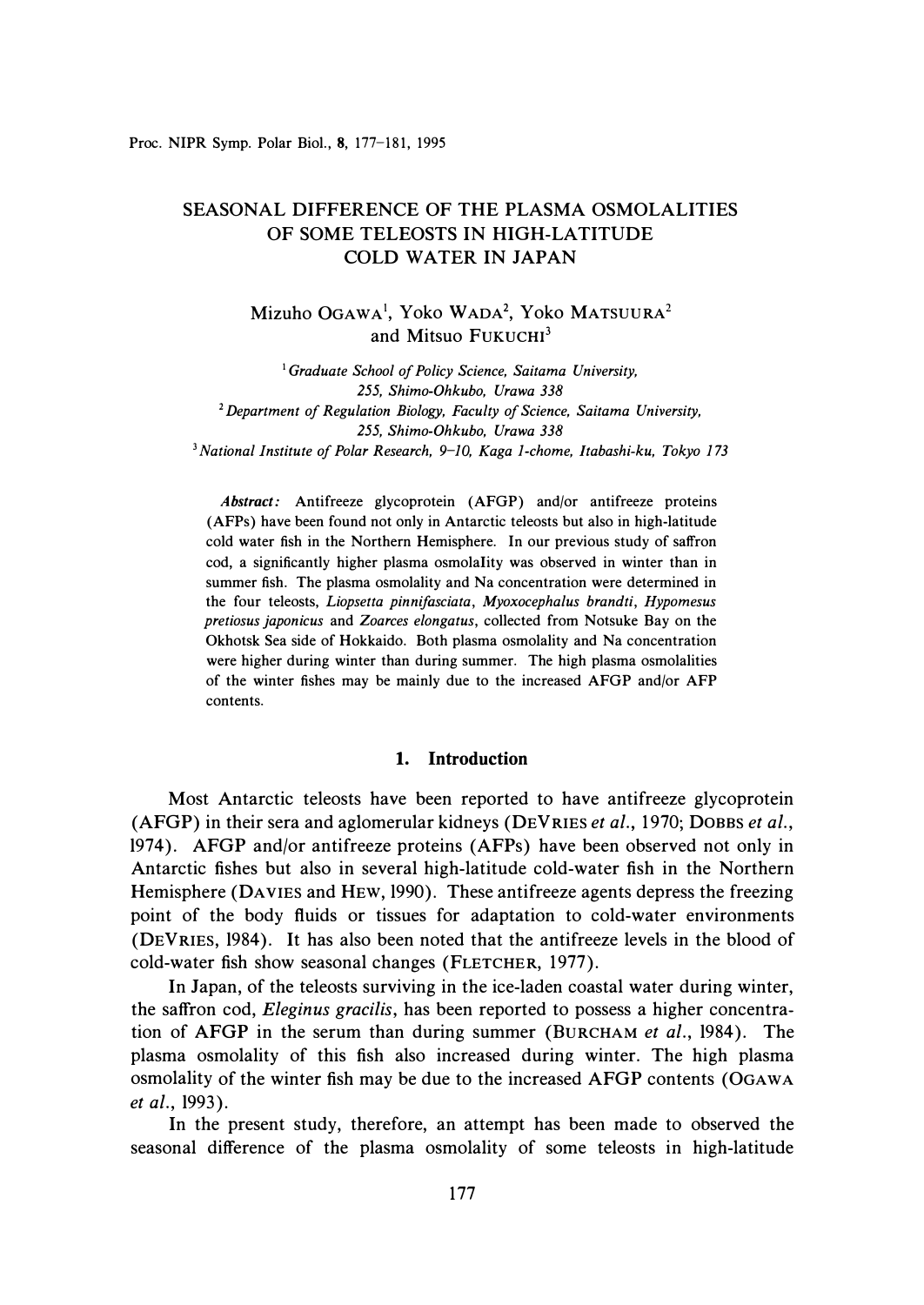# SEASONAL DIFFERENCE OF THE PLASMA OSMOLALITIES OF SOME TELEOSTS IN HIGH-LATITUDE COLD WATER IN JAPAN

Mizuho OGAWA[1], Yoko WADA[2], Yoko MATSUURA[2] and Mitsuo FUKUCHI[3]

[1] *Graduate School of Policy Science, Saitama University, 255, Shimo-Ohkubo, Urawa 338*

[2] *Department of Regulation Biology, Faculty of Science, Saitama University, 255, Shimo-Ohkubo, Urawa 338*

[3] *National Institute of Polar Research, 9-10, Kaga 1-chome, Itabashi-ku, Tokyo 173*

*Abstract:* Antifreeze glycoprotein (AFGP) and/or antifreeze proteins (AFPs) have been found not only in Antarctic teleosts but also in high-latitude cold water fish in the Northern Hemisphere. In our previous study of saffron cod, a significantly higher plasma osmolality was observed in winter than in summer fish. The plasma osmolality and Na concentration were determined in the four teleosts, *Liopsetta pinnifasciata*, *Myoxocephalus brandti*, *Hypomesus pretiosus japonicus* and *Zoarces elongatus*, collected from Notsuke Bay on the Okhotsk Sea side of Hokkaido. Both plasma osmolality and Na concentration were higher during winter than during summer. The high plasma osmolalities of the winter fishes may be mainly due to the increased AFGP and/or AFP contents.

## 1. Introduction

Most Antarctic teleosts have been reported to have antifreeze glycoprotein (AFGP) in their sera and aglomerular kidneys (DEVRIES *et al.*, 1970; DOBBS *et al.*, 1974). AFGP and/or antifreeze proteins (AFPs) have been observed not only in Antarctic fishes but also in several high-latitude cold-water fish in the Northern Hemisphere (DAVIES and HEW, 1990). These antifreeze agents depress the freezing point of the body fluids or tissues for adaptation to cold-water environments (DEVRIES, 1984). It has also been noted that the antifreeze levels in the blood of cold-water fish show seasonal changes (FLETCHER, 1977).

In Japan, of the teleosts surviving in the ice-laden coastal water during winter, the saffron cod, *Eleginus gracilis*, has been reported to possess a higher concentration of AFGP in the serum than during summer (BURCHAM *et al.*, 1984). The plasma osmolality of this fish also increased during winter. The high plasma osmolality of the winter fish may be due to the increased AFGP contents (OGAWA *et al.*, 1993).

In the present study, therefore, an attempt has been made to observed the seasonal difference of the plasma osmolality of some teleosts in high-latitude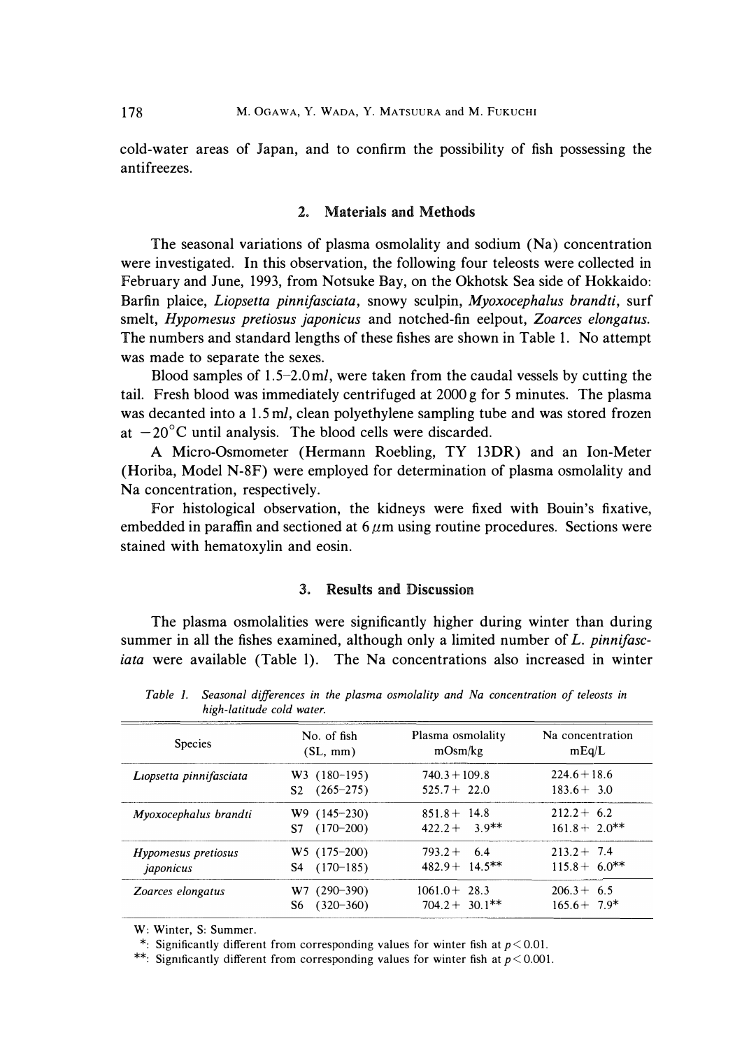cold-water areas of Japan, and to confirm the possibility of fish possessing the antifreezes.

## 2. Materials and Methods

The seasonal variations of plasma osmolality and sodium (Na) concentration were investigated. In this observation, the following four teleosts were collected in February and June, 1993, from Notsuke Bay, on the Okhotsk Sea side of Hokkaido: Barfin plaice, *Liopsetta pinnifasciata*, snowy sculpin, *Myoxocephalus brandti*, surf smelt, *Hypomesus pretiosus japonicus* and notched-fin eelpout, *Zoarces elongatus*. The numbers and standard lengths of these fishes are shown in Table 1. No attempt was made to separate the sexes.

Blood samples of 1.5–2.0 m*l*, were taken from the caudal vessels by cutting the tail. Fresh blood was immediately centrifuged at 2000 g for 5 minutes. The plasma was decanted into a 1.5 m*l*, clean polyethylene sampling tube and was stored frozen at $-20°C$ until analysis. The blood cells were discarded.

A Micro-Osmometer (Hermann Roebling, TY 13DR) and an Ion-Meter (Horiba, Model N-8F) were employed for determination of plasma osmolality and Na concentration, respectively.

For histological observation, the kidneys were fixed with Bouin's fixative, embedded in paraffin and sectioned at 6 $\mu$m using routine procedures. Sections were stained with hematoxylin and eosin.

## 3. Results and Discussion

The plasma osmolalities were significantly higher during winter than during summer in all the fishes examined, although only a limited number of *L. pinnifasciata* were available (Table 1). The Na concentrations also increased in winter

*Table 1. Seasonal differences in the plasma osmolality and Na concentration of teleosts in high-latitude cold water.*

| Species | No. of fish (SL, mm) | Plasma osmolality mOsm/kg | Na concentration mEq/L |
|---|---|---|---|
| *Liopsetta pinnifasciata* | W3 (180–195) | 740.3 + 109.8 | 224.6 + 18.6 |
| | S2 (265–275) | 525.7 + 22.0 | 183.6 + 3.0 |
| *Myoxocephalus brandti* | W9 (145–230) | 851.8 + 14.8 | 212.2 + 6.2 |
| | S7 (170–200) | 422.2 + 3.9** | 161.8 + 2.0** |
| *Hypomesus pretiosus japonicus* | W5 (175–200) | 793.2 + 6.4 | 213.2 + 7.4 |
| | S4 (170–185) | 482.9 + 14.5** | 115.8 + 6.0** |
| *Zoarces elongatus* | W7 (290–390) | 1061.0 + 28.3 | 206.3 + 6.5 |
| | S6 (320–360) | 704.2 + 30.1** | 165.6 + 7.9* |

W: Winter, S: Summer.

*: Significantly different from corresponding values for winter fish at $p < 0.01$.

**: Significantly different from corresponding values for winter fish at $p < 0.001$.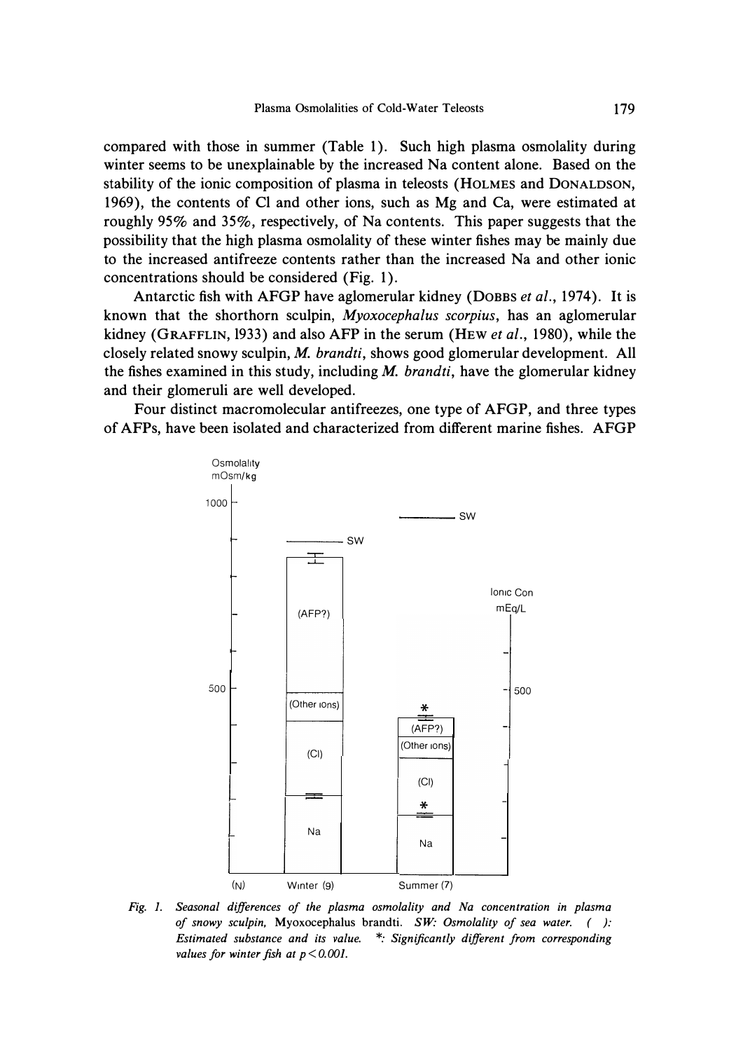compared with those in summer (Table 1). Such high plasma osmolality during winter seems to be unexplainable by the increased Na content alone. Based on the stability of the ionic composition of plasma in teleosts (HOLMES and DONALDSON, 1969), the contents of Cl and other ions, such as Mg and Ca, were estimated at roughly 95% and 35%, respectively, of Na contents. This paper suggests that the possibility that the high plasma osmolality of these winter fishes may be mainly due to the increased antifreeze contents rather than the increased Na and other ionic concentrations should be considered (Fig. 1).

Antarctic fish with AFGP have aglomerular kidney (DOBBS *et al.*, 1974). It is known that the shorthorn sculpin, *Myoxocephalus scorpius*, has an aglomerular kidney (GRAFFLIN, 1933) and also AFP in the serum (HEW *et al.*, 1980), while the closely related snowy sculpin, *M. brandti*, shows good glomerular development. All the fishes examined in this study, including *M. brandti*, have the glomerular kidney and their glomeruli are well developed.

Four distinct macromolecular antifreezes, one type of AFGP, and three types of AFPs, have been isolated and characterized from different marine fishes. AFGP

*Fig. 1. Seasonal differences of the plasma osmolality and Na concentration in plasma of snowy sculpin,* Myoxocephalus brandti. *SW: Osmolality of sea water. ( ): Estimated substance and its value. \*: Significantly different from corresponding values for winter fish at $p < 0.001$.*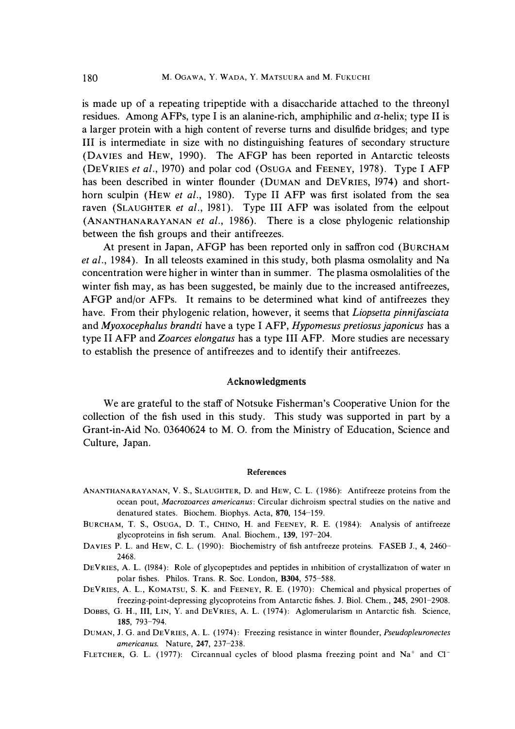is made up of a repeating tripeptide with a disaccharide attached to the threonyl residues. Among AFPs, type I is an alanine-rich, amphiphilic and $\alpha$-helix; type II is a larger protein with a high content of reverse turns and disulfide bridges; and type III is intermediate in size with no distinguishing features of secondary structure (DAVIES and HEW, 1990). The AFGP has been reported in Antarctic teleosts (DEVRIES *et al.*, 1970) and polar cod (OSUGA and FEENEY, 1978). Type I AFP has been described in winter flounder (DUMAN and DEVRIES, 1974) and short-horn sculpin (HEW *et al.*, 1980). Type II AFP was first isolated from the sea raven (SLAUGHTER *et al.*, 1981). Type III AFP was isolated from the eelpout (ANANTHANARAYANAN *et al.*, 1986). There is a close phylogenic relationship between the fish groups and their antifreezes.

At present in Japan, AFGP has been reported only in saffron cod (BURCHAM *et al.*, 1984). In all teleosts examined in this study, both plasma osmolality and Na concentration were higher in winter than in summer. The plasma osmolalities of the winter fish may, as has been suggested, be mainly due to the increased antifreezes, AFGP and/or AFPs. It remains to be determined what kind of antifreezes they have. From their phylogenic relation, however, it seems that *Liopsetta pinnifasciata* and *Myoxocephalus brandti* have a type I AFP, *Hypomesus pretiosus japonicus* has a type II AFP and *Zoarces elongatus* has a type III AFP. More studies are necessary to establish the presence of antifreezes and to identify their antifreezes.

## Acknowledgments

We are grateful to the staff of Notsuke Fisherman's Cooperative Union for the collection of the fish used in this study. This study was supported in part by a Grant-in-Aid No. 03640624 to M. O. from the Ministry of Education, Science and Culture, Japan.

### References

ANANTHANARAYANAN, V. S., SLAUGHTER, D. and HEW, C. L. (1986): Antifreeze proteins from the ocean pout, *Macrozoarces americanus*: Circular dichroism spectral studies on the native and denatured states. Biochem. Biophys. Acta, **870**, 154–159.

BURCHAM, T. S., OSUGA, D. T., CHINO, H. and FEENEY, R. E. (1984): Analysis of antifreeze glycoproteins in fish serum. Anal. Biochem., **139**, 197–204.

DAVIES P. L. and HEW, C. L. (1990): Biochemistry of fish antifreeze proteins. FASEB J., **4**, 2460–2468.

DEVRIES, A. L. (1984): Role of glycopeptides and peptides in inhibition of crystallization of water in polar fishes. Philos. Trans. R. Soc. London, **B304**, 575–588.

DEVRIES, A. L., KOMATSU, S. K. and FEENEY, R. E. (1970): Chemical and physical properties of freezing-point-depressing glycoproteins from Antarctic fishes. J. Biol. Chem., **245**, 2901–2908.

DOBBS, G. H., III, LIN, Y. and DEVRIES, A. L. (1974): Aglomerularism in Antarctic fish. Science, **185**, 793–794.

DUMAN, J. G. and DEVRIES, A. L. (1974): Freezing resistance in winter flounder, *Pseudopleuronectes americanus*. Nature, **247**, 237–238.

FLETCHER, G. L. (1977): Circannual cycles of blood plasma freezing point and $Na^{+}$ and $Cl^{-}$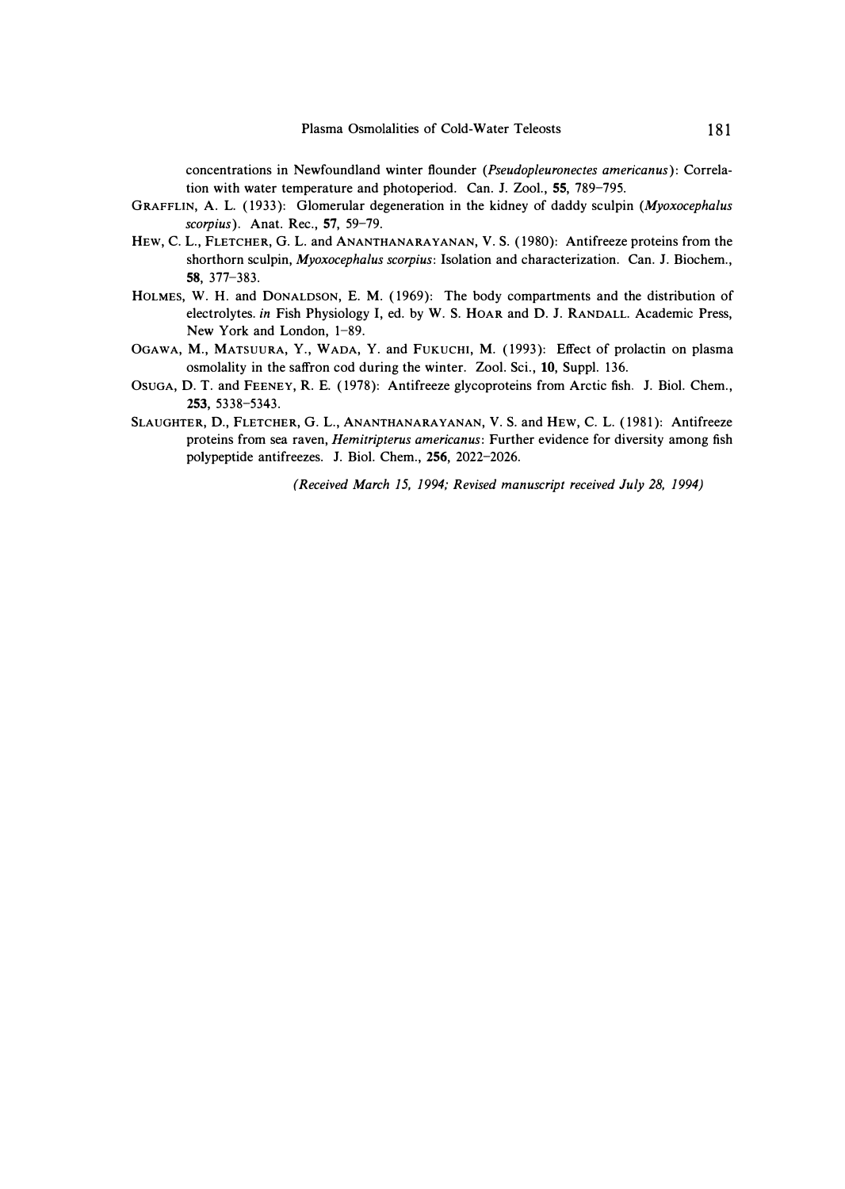concentrations in Newfoundland winter flounder (*Pseudopleuronectes americanus*): Correlation with water temperature and photoperiod. Can. J. Zool., **55**, 789–795.

GRAFFLIN, A. L. (1933): Glomerular degeneration in the kidney of daddy sculpin (*Myoxocephalus scorpius*). Anat. Rec., **57**, 59–79.

HEW, C. L., FLETCHER, G. L. and ANANTHANARAYANAN, V. S. (1980): Antifreeze proteins from the shorthorn sculpin, *Myoxocephalus scorpius*: Isolation and characterization. Can. J. Biochem., **58**, 377–383.

HOLMES, W. H. and DONALDSON, E. M. (1969): The body compartments and the distribution of electrolytes. *in* Fish Physiology I, ed. by W. S. HOAR and D. J. RANDALL. Academic Press, New York and London, 1–89.

OGAWA, M., MATSUURA, Y., WADA, Y. and FUKUCHI, M. (1993): Effect of prolactin on plasma osmolality in the saffron cod during the winter. Zool. Sci., **10**, Suppl. 136.

OSUGA, D. T. and FEENEY, R. E. (1978): Antifreeze glycoproteins from Arctic fish. J. Biol. Chem., **253**, 5338–5343.

SLAUGHTER, D., FLETCHER, G. L., ANANTHANARAYANAN, V. S. and HEW, C. L. (1981): Antifreeze proteins from sea raven, *Hemitripterus americanus*: Further evidence for diversity among fish polypeptide antifreezes. J. Biol. Chem., **256**, 2022–2026.

*(Received March 15, 1994; Revised manuscript received July 28, 1994)*